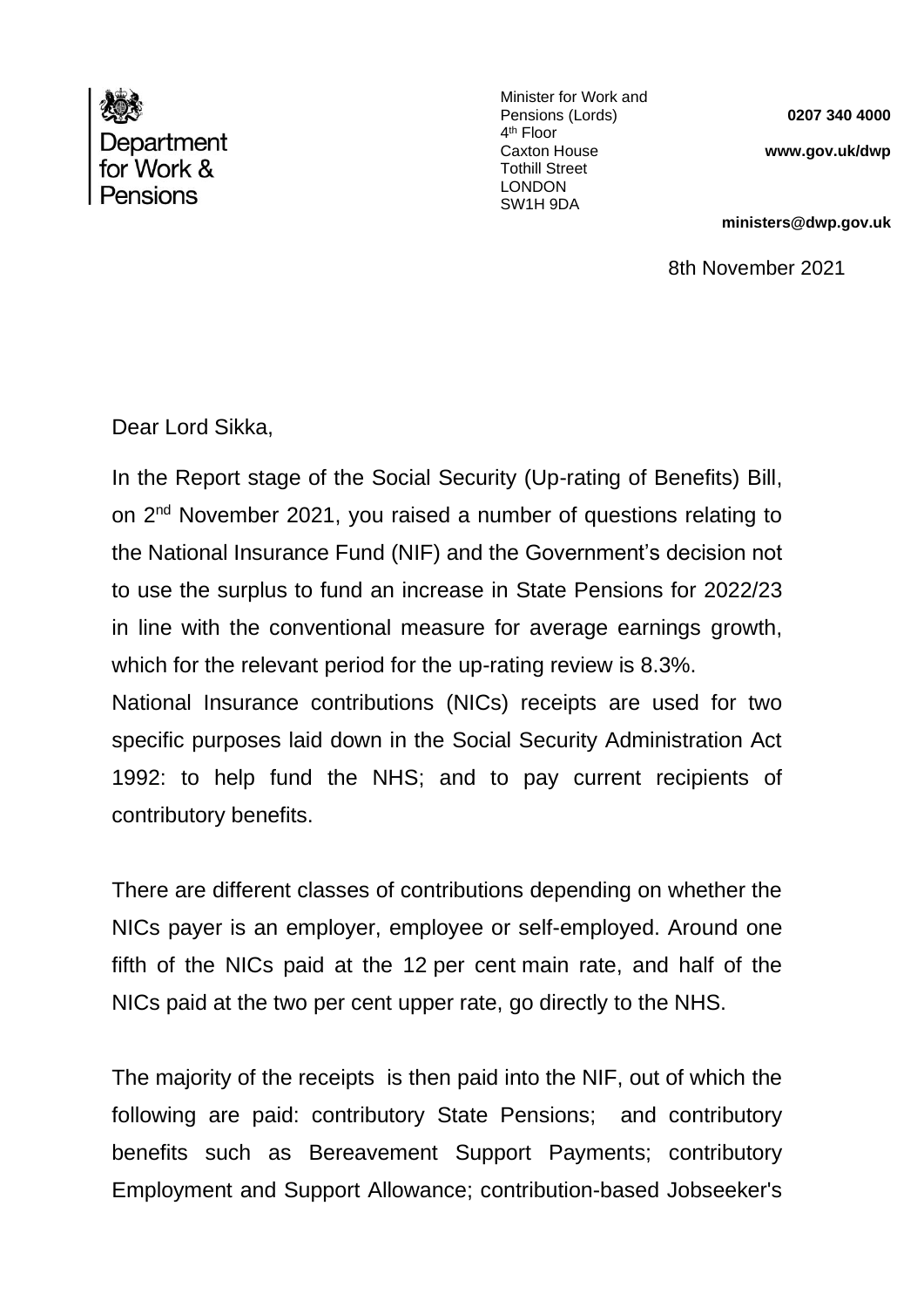Department for Work & Pensions

Minister for Work and Pensions (Lords)
4th Floor
Caxton House
Tothill Street
LONDON
SW1H 9DA

**0207 340 4000**

**www.gov.uk/dwp**

**ministers@dwp.gov.uk**

8th November 2021

Dear Lord Sikka,

In the Report stage of the Social Security (Up-rating of Benefits) Bill, on 2nd November 2021, you raised a number of questions relating to the National Insurance Fund (NIF) and the Government's decision not to use the surplus to fund an increase in State Pensions for 2022/23 in line with the conventional measure for average earnings growth, which for the relevant period for the up-rating review is 8.3%.

National Insurance contributions (NICs) receipts are used for two specific purposes laid down in the Social Security Administration Act 1992: to help fund the NHS; and to pay current recipients of contributory benefits.

There are different classes of contributions depending on whether the NICs payer is an employer, employee or self-employed. Around one fifth of the NICs paid at the 12 per cent main rate, and half of the NICs paid at the two per cent upper rate, go directly to the NHS.

The majority of the receipts is then paid into the NIF, out of which the following are paid: contributory State Pensions; and contributory benefits such as Bereavement Support Payments; contributory Employment and Support Allowance; contribution-based Jobseeker's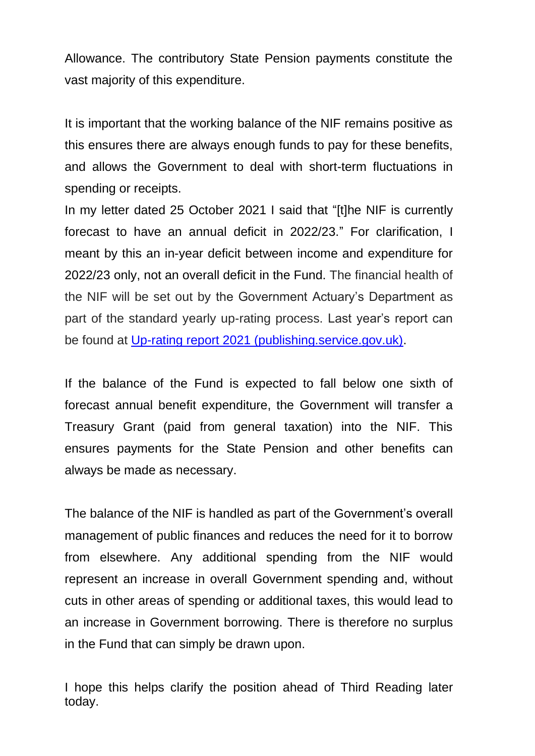Allowance. The contributory State Pension payments constitute the vast majority of this expenditure.

It is important that the working balance of the NIF remains positive as this ensures there are always enough funds to pay for these benefits, and allows the Government to deal with short-term fluctuations in spending or receipts.

In my letter dated 25 October 2021 I said that "[t]he NIF is currently forecast to have an annual deficit in 2022/23." For clarification, I meant by this an in-year deficit between income and expenditure for 2022/23 only, not an overall deficit in the Fund. The financial health of the NIF will be set out by the Government Actuary's Department as part of the standard yearly up-rating process. Last year's report can be found at [Up-rating report 2021 (publishing.service.gov.uk)](https://publishing.service.gov.uk).

If the balance of the Fund is expected to fall below one sixth of forecast annual benefit expenditure, the Government will transfer a Treasury Grant (paid from general taxation) into the NIF. This ensures payments for the State Pension and other benefits can always be made as necessary.

The balance of the NIF is handled as part of the Government's overall management of public finances and reduces the need for it to borrow from elsewhere. Any additional spending from the NIF would represent an increase in overall Government spending and, without cuts in other areas of spending or additional taxes, this would lead to an increase in Government borrowing. There is therefore no surplus in the Fund that can simply be drawn upon.

I hope this helps clarify the position ahead of Third Reading later today.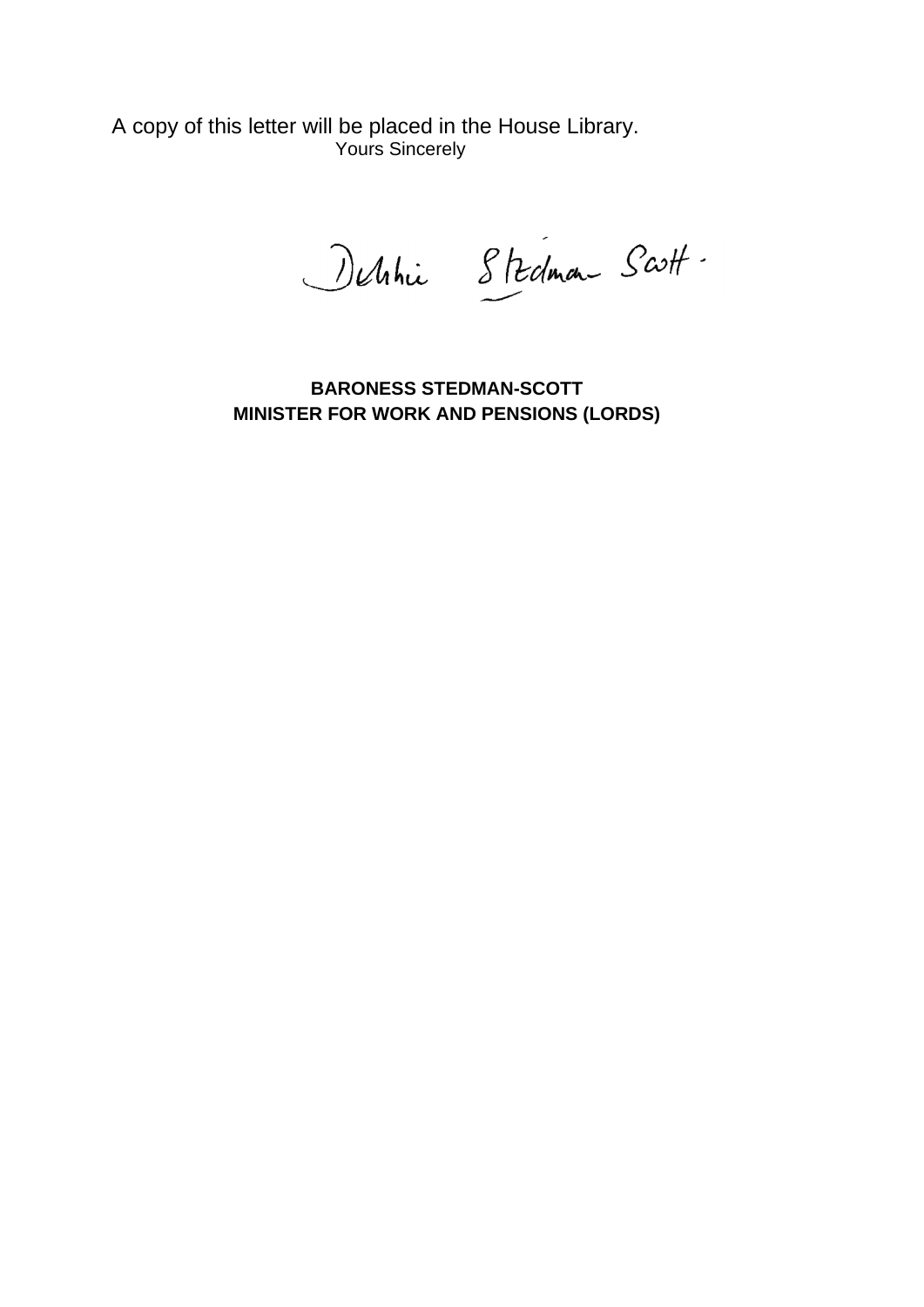A copy of this letter will be placed in the House Library.

Yours Sincerely

Debbie Stedman Scott.

**BARONESS STEDMAN-SCOTT**
**MINISTER FOR WORK AND PENSIONS (LORDS)**